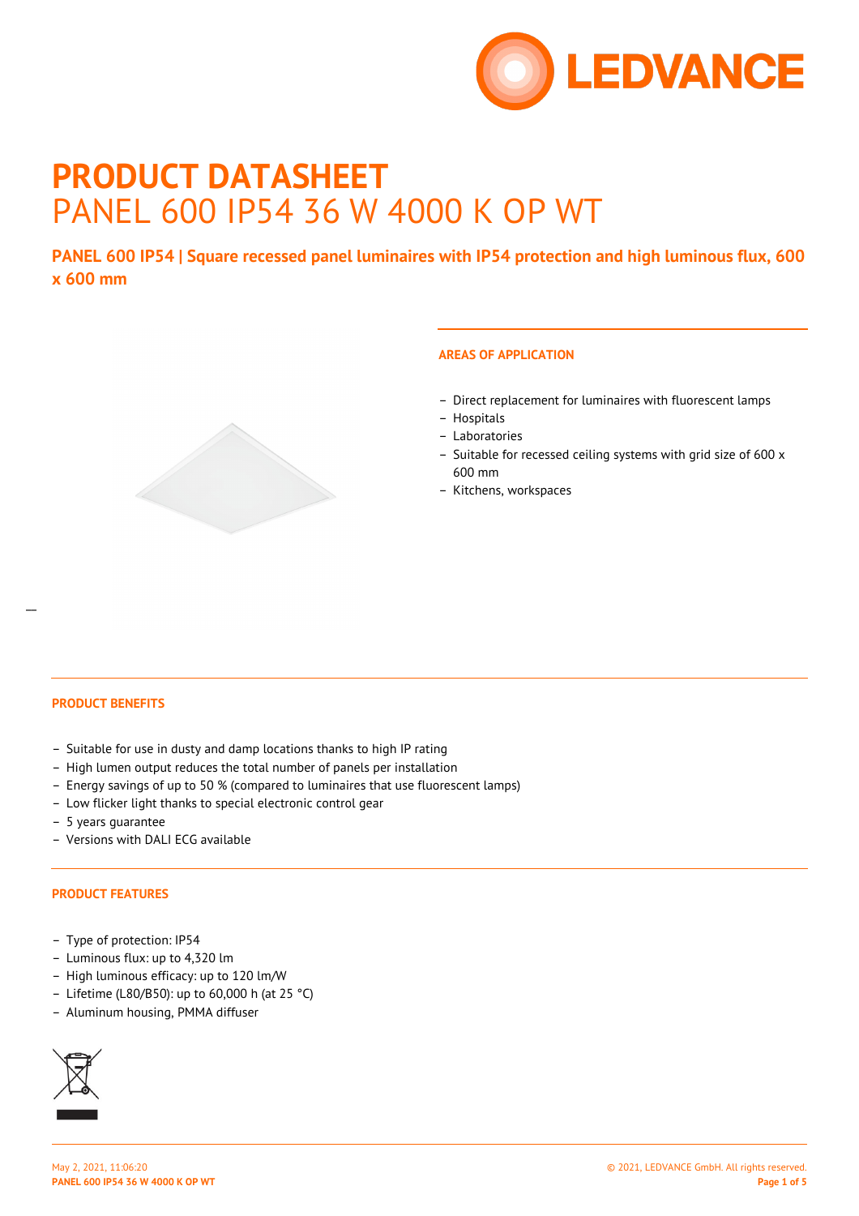# PRODUCT DATASHEET

PANEL 600 IP54 36 W 4000 K OP WT

**PANEL 600 IP54 | Square recessed panel luminaires with IP54 protection and high luminous flux, 600 x 600 mm**

## AREAS OF APPLICATION

- Direct replacement for luminaires with fluorescent lamps
- Hospitals
- Laboratories
- Suitable for recessed ceiling systems with grid size of 600 x 600 mm
- Kitchens, workspaces

## PRODUCT BENEFITS

- Suitable for use in dusty and damp locations thanks to high IP rating
- High lumen output reduces the total number of panels per installation
- Energy savings of up to 50 % (compared to luminaires that use fluorescent lamps)
- Low flicker light thanks to special electronic control gear
- 5 years guarantee
- Versions with DALI ECG available

## PRODUCT FEATURES

- Type of protection: IP54
- Luminous flux: up to 4,320 lm
- High luminous efficacy: up to 120 lm/W
- Lifetime (L80/B50): up to 60,000 h (at 25 °C)
- Aluminum housing, PMMA diffuser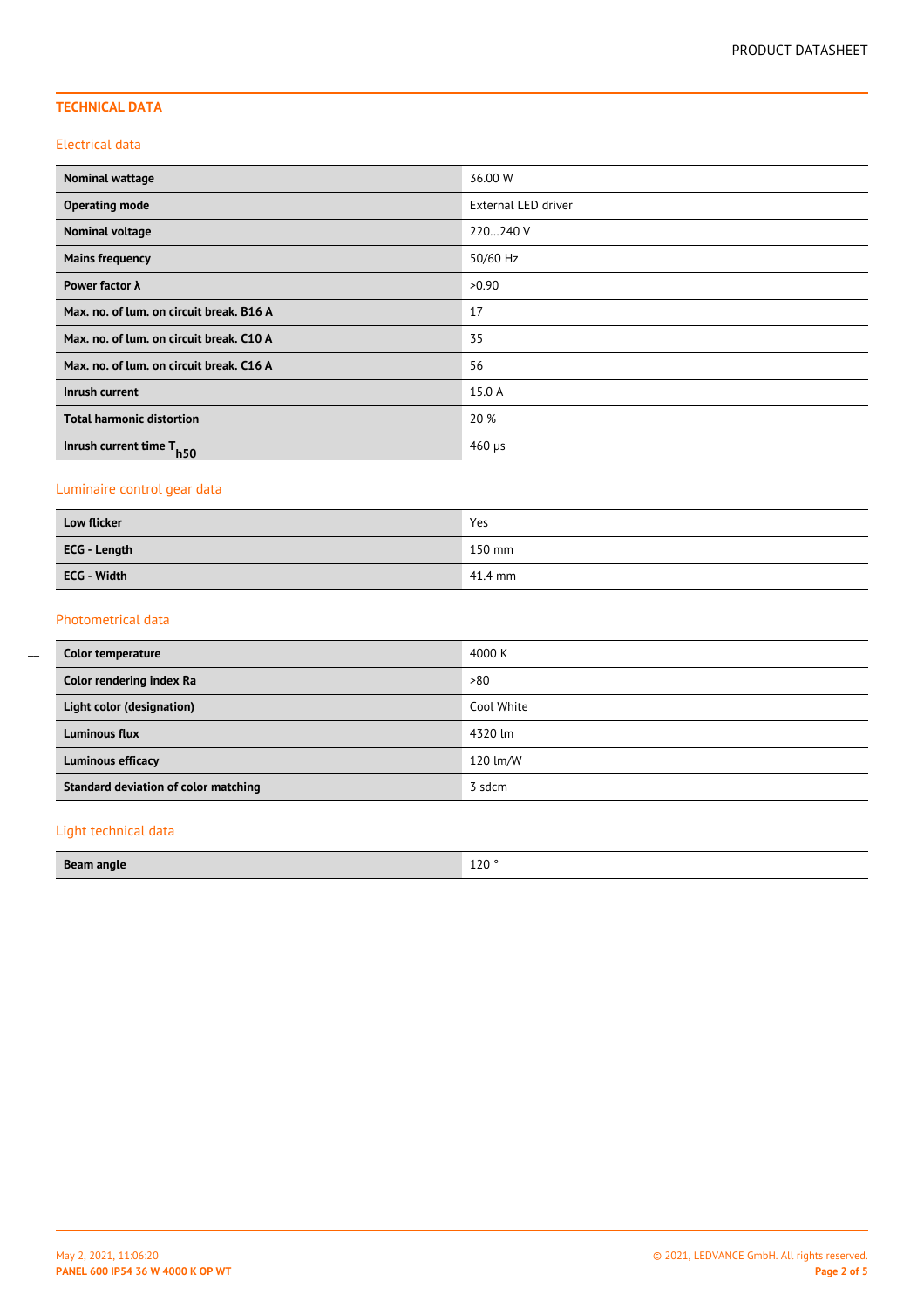## TECHNICAL DATA

### Electrical data

| | |
|---|---|
| **Nominal wattage** | 36.00 W |
| **Operating mode** | External LED driver |
| **Nominal voltage** | 220…240 V |
| **Mains frequency** | 50/60 Hz |
| **Power factor λ** | >0.90 |
| **Max. no. of lum. on circuit break. B16 A** | 17 |
| **Max. no. of lum. on circuit break. C10 A** | 35 |
| **Max. no. of lum. on circuit break. C16 A** | 56 |
| **Inrush current** | 15.0 A |
| **Total harmonic distortion** | 20 % |
| **Inrush current time $T_{h50}$** | 460 µs |

### Luminaire control gear data

| | |
|---|---|
| **Low flicker** | Yes |
| **ECG - Length** | 150 mm |
| **ECG - Width** | 41.4 mm |

### Photometrical data

| | |
|---|---|
| **Color temperature** | 4000 K |
| **Color rendering index Ra** | >80 |
| **Light color (designation)** | Cool White |
| **Luminous flux** | 4320 lm |
| **Luminous efficacy** | 120 lm/W |
| **Standard deviation of color matching** | 3 sdcm |

### Light technical data

| | |
|---|---|
| **Beam angle** | 120 ° |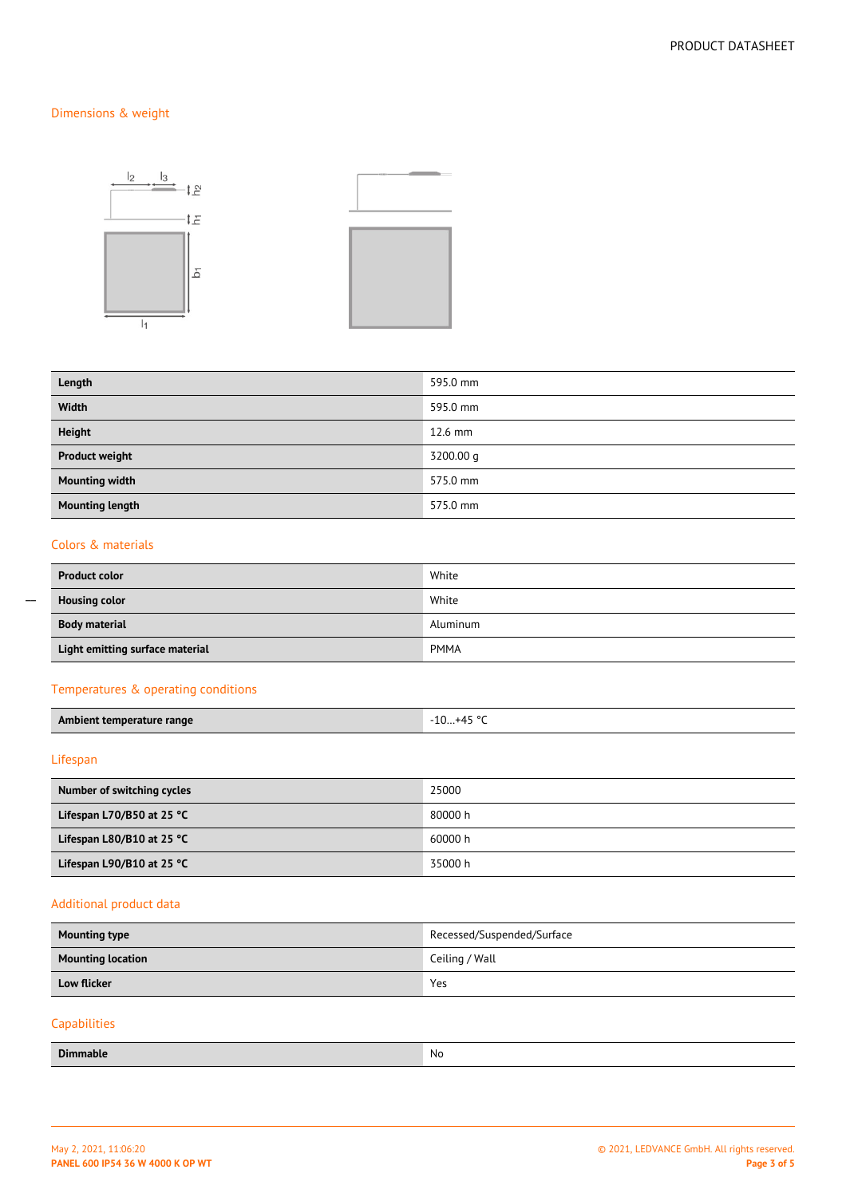## Dimensions & weight

| | |
|---|---|
| **Length** | 595.0 mm |
| **Width** | 595.0 mm |
| **Height** | 12.6 mm |
| **Product weight** | 3200.00 g |
| **Mounting width** | 575.0 mm |
| **Mounting length** | 575.0 mm |

## Colors & materials

| | |
|---|---|
| **Product color** | White |
| **Housing color** | White |
| **Body material** | Aluminum |
| **Light emitting surface material** | PMMA |

## Temperatures & operating conditions

| | |
|---|---|
| **Ambient temperature range** | -10…+45 °C |

## Lifespan

| | |
|---|---|
| **Number of switching cycles** | 25000 |
| **Lifespan L70/B50 at 25 °C** | 80000 h |
| **Lifespan L80/B10 at 25 °C** | 60000 h |
| **Lifespan L90/B10 at 25 °C** | 35000 h |

## Additional product data

| | |
|---|---|
| **Mounting type** | Recessed/Suspended/Surface |
| **Mounting location** | Ceiling / Wall |
| **Low flicker** | Yes |

## Capabilities

| | |
|---|---|
| **Dimmable** | No |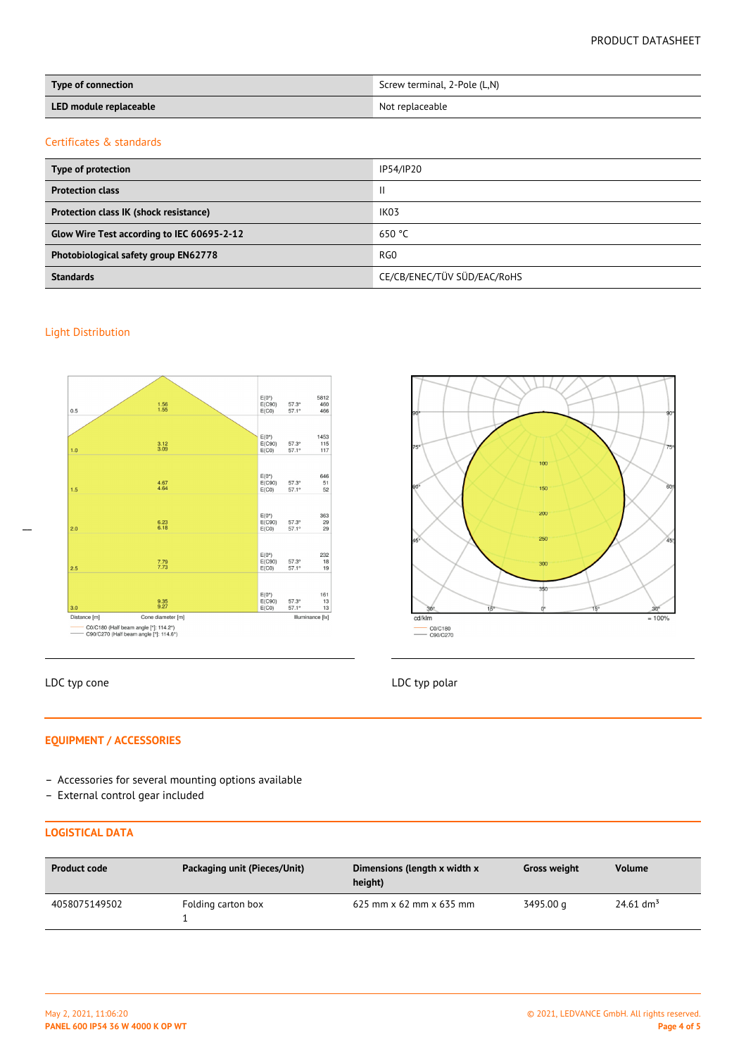| Type of connection | Screw terminal, 2-Pole (L,N) |
| --- | --- |
| LED module replaceable | Not replaceable |

## Certificates & standards

| Type of protection | IP54/IP20 |
| --- | --- |
| Protection class | II |
| Protection class IK (shock resistance) | IK03 |
| Glow Wire Test according to IEC 60695-2-12 | 650 °C |
| Photobiological safety group EN62778 | RG0 |
| Standards | CE/CB/ENEC/TÜV SÜD/EAC/RoHS |

## Light Distribution

LDC typ cone

LDC typ polar

## EQUIPMENT / ACCESSORIES

- Accessories for several mounting options available
- External control gear included

## LOGISTICAL DATA

| Product code | Packaging unit (Pieces/Unit) | Dimensions (length x width x height) | Gross weight | Volume |
| --- | --- | --- | --- | --- |
| 4058075149502 | Folding carton box 1 | 625 mm x 62 mm x 635 mm | 3495.00 g | 24.61 $dm^3$ |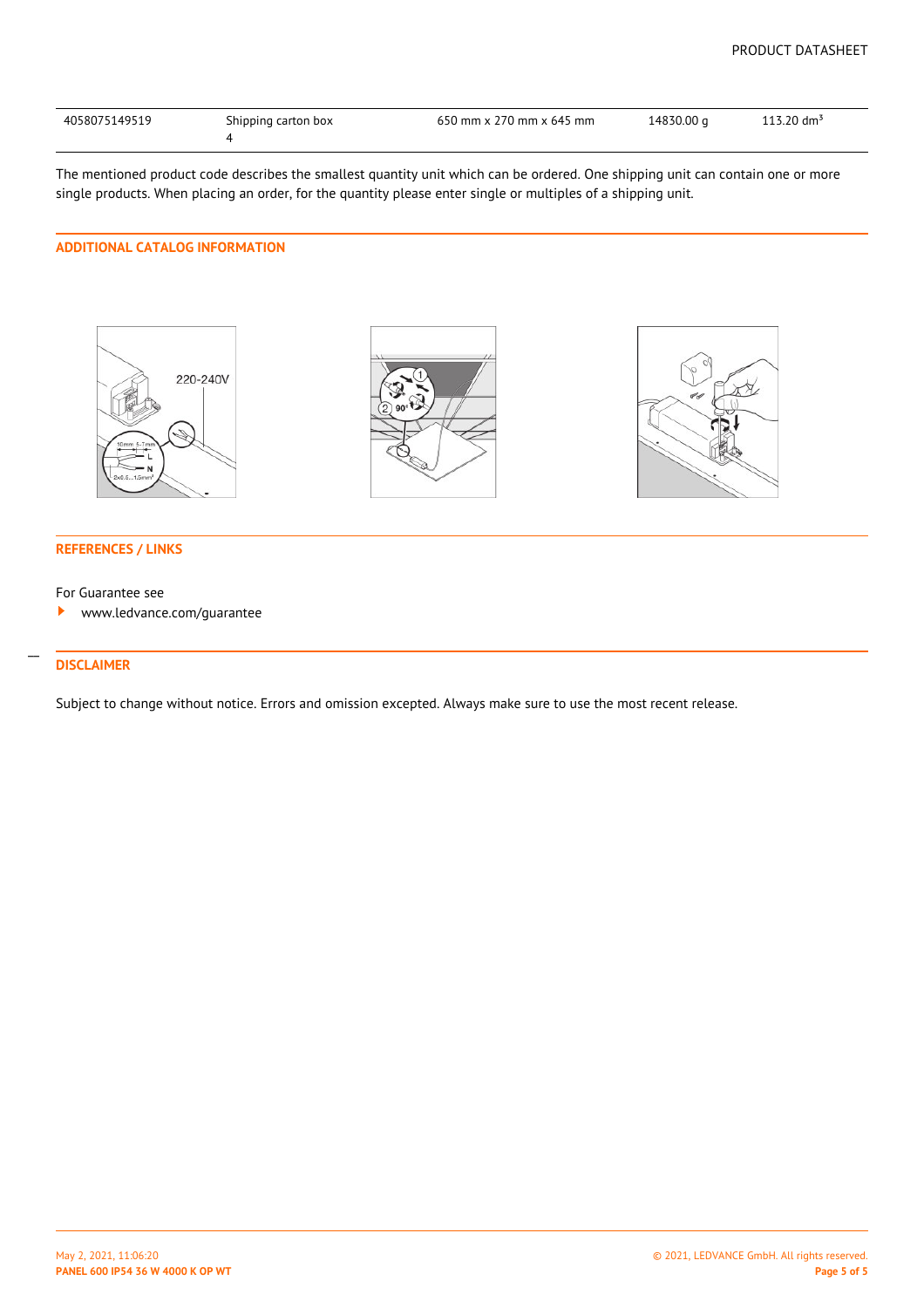| | | | | |
|---|---|---|---|---|
| 4058075149519 | Shipping carton box 4 | 650 mm x 270 mm x 645 mm | 14830.00 g | 113.20 dm³ |

The mentioned product code describes the smallest quantity unit which can be ordered. One shipping unit can contain one or more single products. When placing an order, for the quantity please enter single or multiples of a shipping unit.

## ADDITIONAL CATALOG INFORMATION

## REFERENCES / LINKS

For Guarantee see

- www.ledvance.com/guarantee

## DISCLAIMER

Subject to change without notice. Errors and omission excepted. Always make sure to use the most recent release.